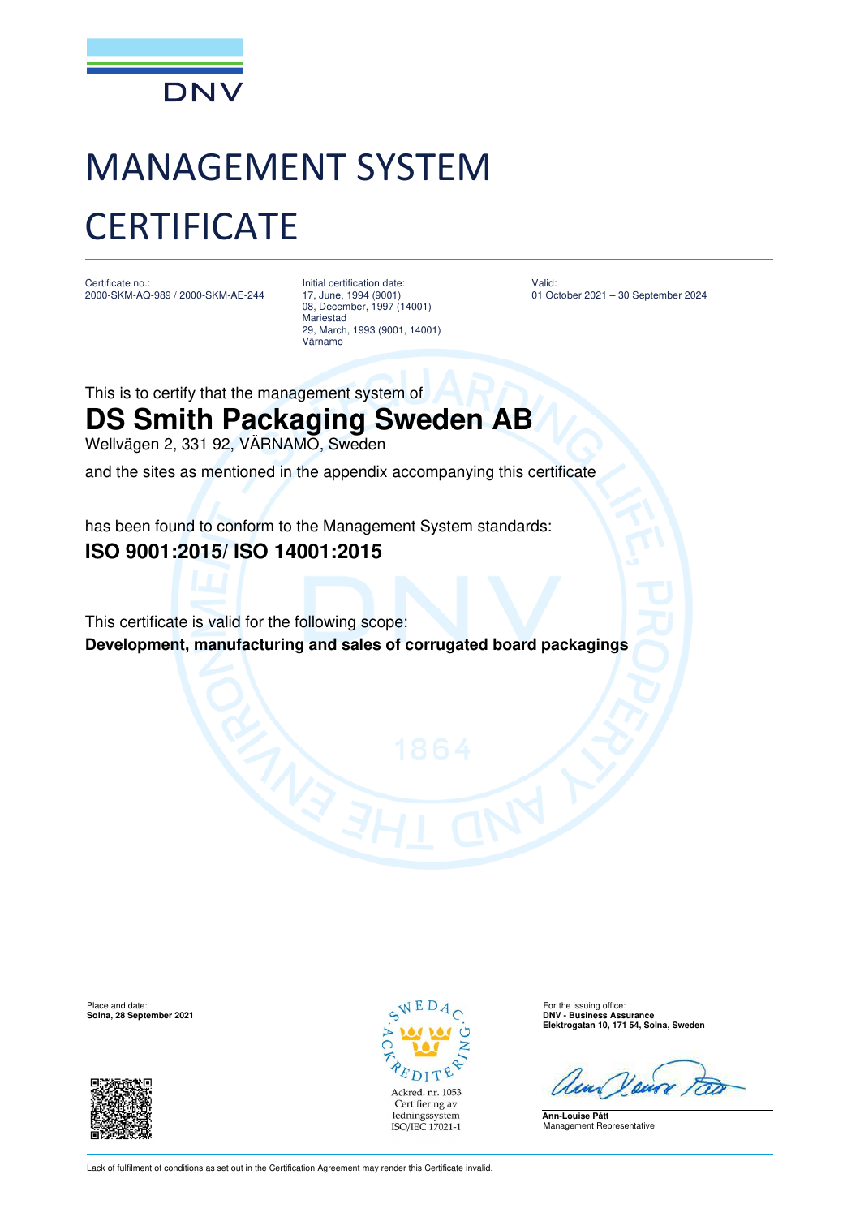DNV

# MANAGEMENT SYSTEM CERTIFICATE

Certificate no.:
2000-SKM-AQ-989 / 2000-SKM-AE-244

Initial certification date:
17, June, 1994 (9001)
08, December, 1997 (14001)
Mariestad
29, March, 1993 (9001, 14001)
Värnamo

Valid:
01 October 2021 – 30 September 2024

This is to certify that the management system of

## DS Smith Packaging Sweden AB

Wellvägen 2, 331 92, VÄRNAMO, Sweden

and the sites as mentioned in the appendix accompanying this certificate

has been found to conform to the Management System standards:

**ISO 9001:2015/ ISO 14001:2015**

This certificate is valid for the following scope:

**Development, manufacturing and sales of corrugated board packagings**

Place and date:
**Solna, 28 September 2021**

SWEDAC ACKREDITERING
Ackred. nr. 1053
Certifiering av ledningssystem
ISO/IEC 17021-1

For the issuing office:
**DNV - Business Assurance**
**Elektrogatan 10, 171 54, Solna, Sweden**

**Ann-Louise Pått**
Management Representative

Lack of fulfilment of conditions as set out in the Certification Agreement may render this Certificate invalid.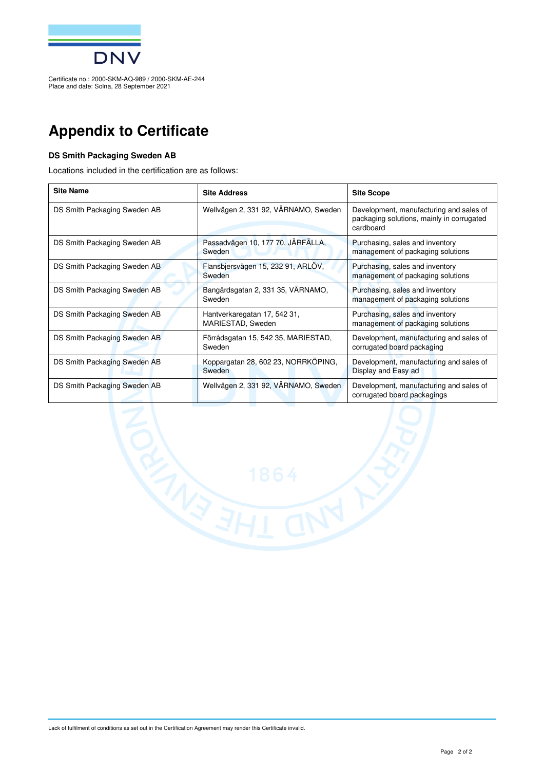Certificate no.: 2000-SKM-AQ-989 / 2000-SKM-AE-244
Place and date: Solna, 28 September 2021

# Appendix to Certificate

### DS Smith Packaging Sweden AB

Locations included in the certification are as follows:

| Site Name | Site Address | Site Scope |
|---|---|---|
| DS Smith Packaging Sweden AB | Wellvägen 2, 331 92, VÄRNAMO, Sweden | Development, manufacturing and sales of packaging solutions, mainly in corrugated cardboard |
| DS Smith Packaging Sweden AB | Passadvägen 10, 177 70, JÄRFÄLLA, Sweden | Purchasing, sales and inventory management of packaging solutions |
| DS Smith Packaging Sweden AB | Flansbjersvägen 15, 232 91, ARLÖV, Sweden | Purchasing, sales and inventory management of packaging solutions |
| DS Smith Packaging Sweden AB | Bangårdsgatan 2, 331 35, VÄRNAMO, Sweden | Purchasing, sales and inventory management of packaging solutions |
| DS Smith Packaging Sweden AB | Hantverkaregatan 17, 542 31, MARIESTAD, Sweden | Purchasing, sales and inventory management of packaging solutions |
| DS Smith Packaging Sweden AB | Förrådsgatan 15, 542 35, MARIESTAD, Sweden | Development, manufacturing and sales of corrugated board packaging |
| DS Smith Packaging Sweden AB | Koppargatan 28, 602 23, NORRKÖPING, Sweden | Development, manufacturing and sales of Display and Easy ad |
| DS Smith Packaging Sweden AB | Wellvägen 2, 331 92, VÄRNAMO, Sweden | Development, manufacturing and sales of corrugated board packagings |

Lack of fulfilment of conditions as set out in the Certification Agreement may render this Certificate invalid.